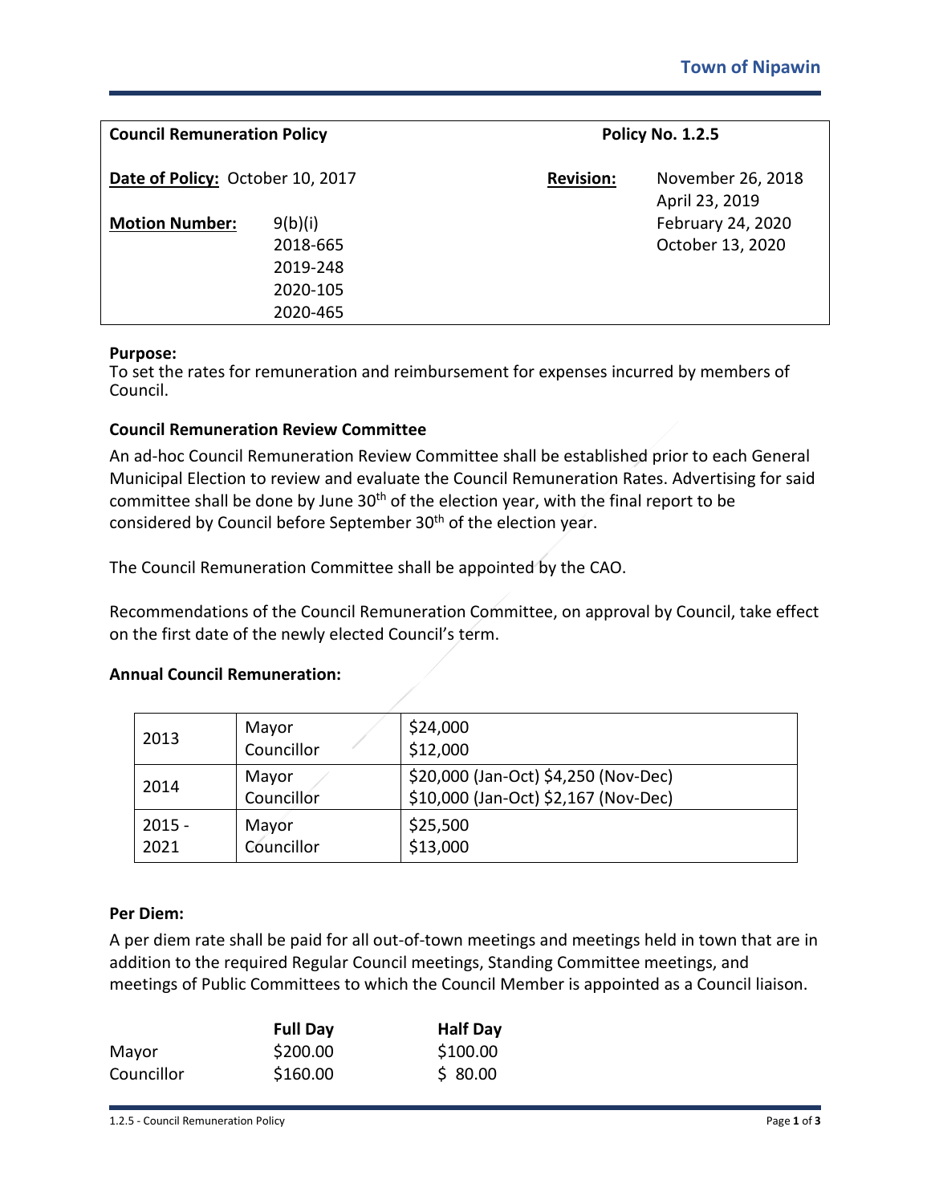Town of Nipawin

| **Council Remuneration Policy** | | **Policy No. 1.2.5** | |
|---|---|---|---|
| **Date of Policy:** October 10, 2017 | | **Revision:** | November 26, 2018<br>April 23, 2019<br>February 24, 2020<br>October 13, 2020 |
| **Motion Number:** | 9(b)(i)<br>2018-665<br>2019-248<br>2020-105<br>2020-465 | | |

**Purpose:**
To set the rates for remuneration and reimbursement for expenses incurred by members of Council.

**Council Remuneration Review Committee**

An ad-hoc Council Remuneration Review Committee shall be established prior to each General Municipal Election to review and evaluate the Council Remuneration Rates. Advertising for said committee shall be done by June 30th of the election year, with the final report to be considered by Council before September 30th of the election year.

The Council Remuneration Committee shall be appointed by the CAO.

Recommendations of the Council Remuneration Committee, on approval by Council, take effect on the first date of the newly elected Council's term.

**Annual Council Remuneration:**

| Year | Position | Amount |
|---|---|---|
| 2013 | Mayor<br>Councillor | $24,000<br>$12,000 |
| 2014 | Mayor<br>Councillor | $20,000 (Jan-Oct) $4,250 (Nov-Dec)<br>$10,000 (Jan-Oct) $2,167 (Nov-Dec) |
| 2015 - 2021 | Mayor<br>Councillor | $25,500<br>$13,000 |

**Per Diem:**

A per diem rate shall be paid for all out-of-town meetings and meetings held in town that are in addition to the required Regular Council meetings, Standing Committee meetings, and meetings of Public Committees to which the Council Member is appointed as a Council liaison.

| | **Full Day** | **Half Day** |
|---|---|---|
| Mayor | $200.00 | $100.00 |
| Councillor | $160.00 | $ 80.00 |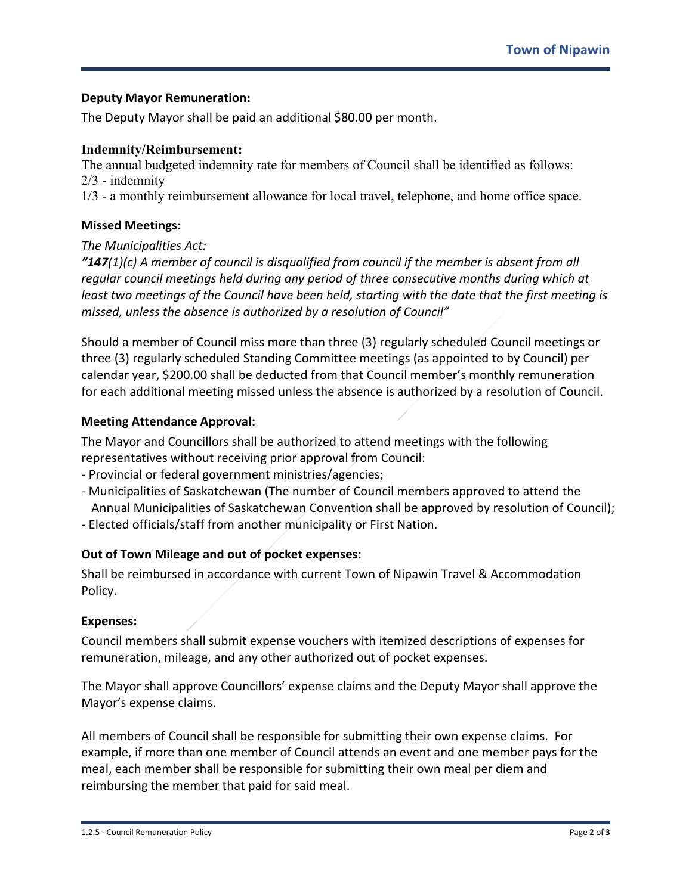**Deputy Mayor Remuneration:**

The Deputy Mayor shall be paid an additional $80.00 per month.

**Indemnity/Reimbursement:**

The annual budgeted indemnity rate for members of Council shall be identified as follows:
2/3 - indemnity
1/3 - a monthly reimbursement allowance for local travel, telephone, and home office space.

**Missed Meetings:**

*The Municipalities Act:*
***"147**(1)(c) A member of council is disqualified from council if the member is absent from all regular council meetings held during any period of three consecutive months during which at least two meetings of the Council have been held, starting with the date that the first meeting is missed, unless the absence is authorized by a resolution of Council"*

Should a member of Council miss more than three (3) regularly scheduled Council meetings or three (3) regularly scheduled Standing Committee meetings (as appointed to by Council) per calendar year, $200.00 shall be deducted from that Council member's monthly remuneration for each additional meeting missed unless the absence is authorized by a resolution of Council.

**Meeting Attendance Approval:**

The Mayor and Councillors shall be authorized to attend meetings with the following representatives without receiving prior approval from Council:

- Provincial or federal government ministries/agencies;
- Municipalities of Saskatchewan (The number of Council members approved to attend the Annual Municipalities of Saskatchewan Convention shall be approved by resolution of Council);
- Elected officials/staff from another municipality or First Nation.

**Out of Town Mileage and out of pocket expenses:**

Shall be reimbursed in accordance with current Town of Nipawin Travel & Accommodation Policy.

**Expenses:**

Council members shall submit expense vouchers with itemized descriptions of expenses for remuneration, mileage, and any other authorized out of pocket expenses.

The Mayor shall approve Councillors' expense claims and the Deputy Mayor shall approve the Mayor's expense claims.

All members of Council shall be responsible for submitting their own expense claims. For example, if more than one member of Council attends an event and one member pays for the meal, each member shall be responsible for submitting their own meal per diem and reimbursing the member that paid for said meal.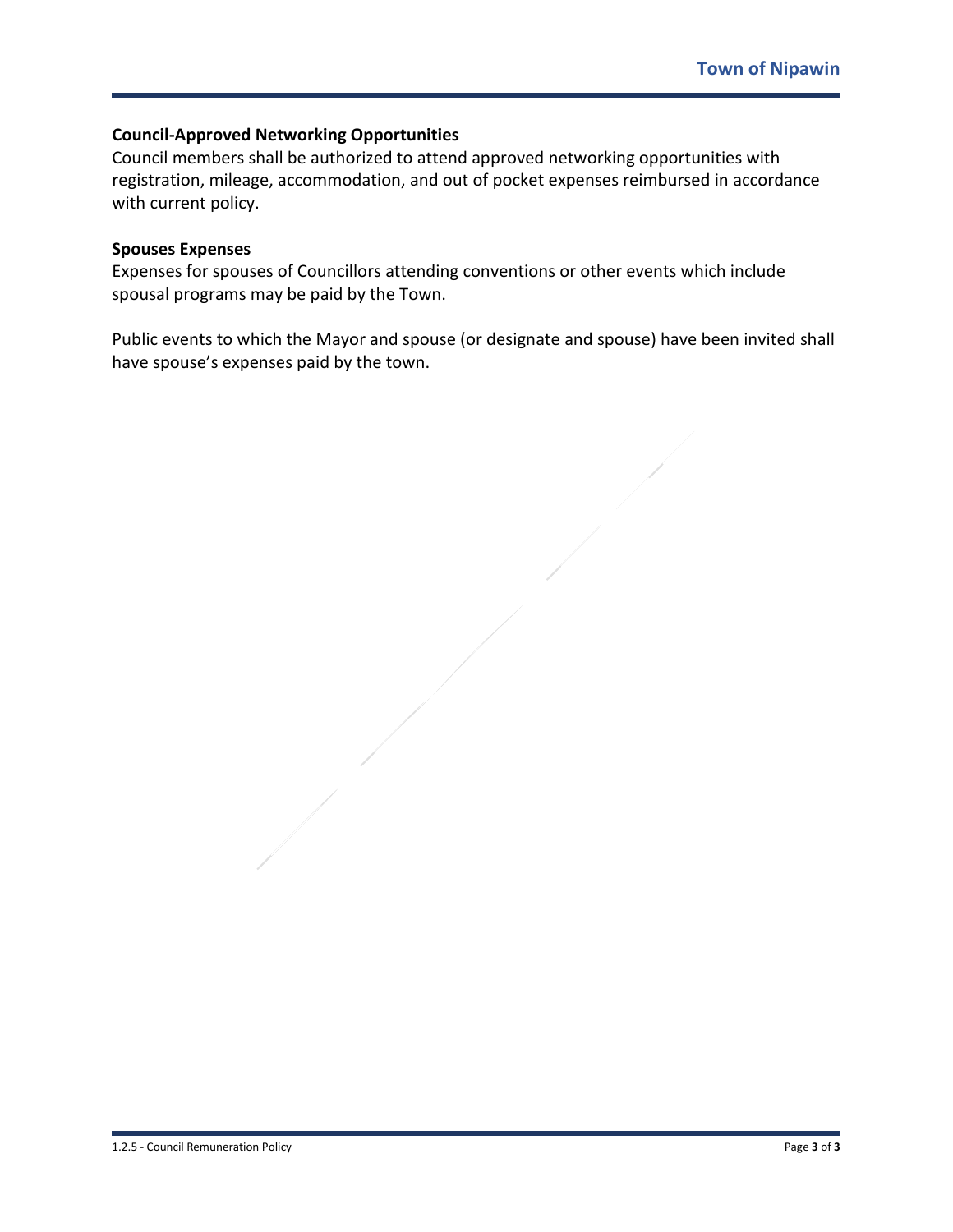**Council-Approved Networking Opportunities**

Council members shall be authorized to attend approved networking opportunities with registration, mileage, accommodation, and out of pocket expenses reimbursed in accordance with current policy.

**Spouses Expenses**

Expenses for spouses of Councillors attending conventions or other events which include spousal programs may be paid by the Town.

Public events to which the Mayor and spouse (or designate and spouse) have been invited shall have spouse's expenses paid by the town.